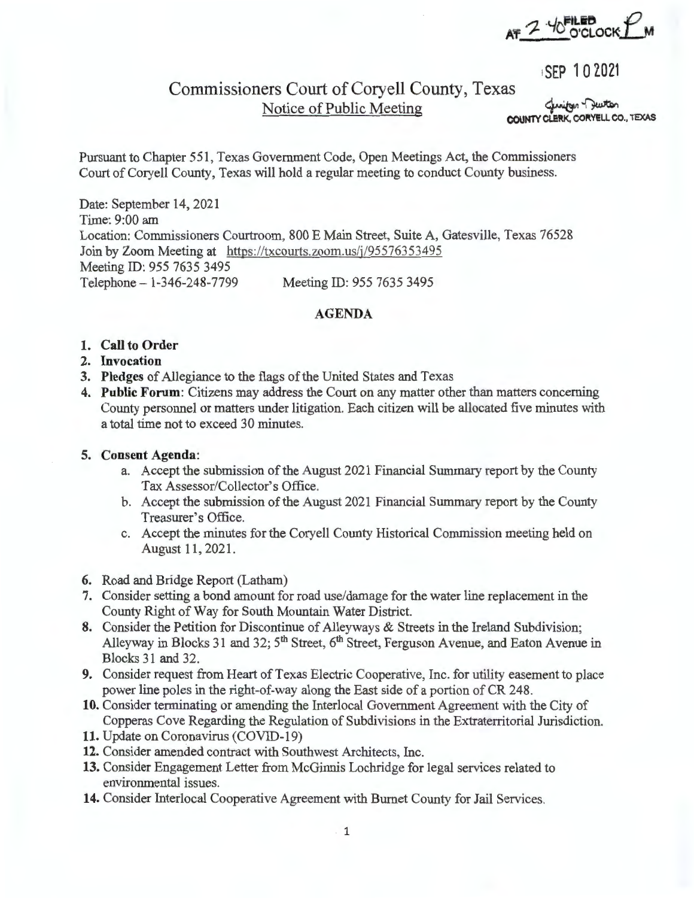AT 2:40 O'CLOCK P M

FILED

SEP 10 2021

Jennifer Dutton
COUNTY CLERK, CORYELL CO., TEXAS

# Commissioners Court of Coryell County, Texas

Notice of Public Meeting

Pursuant to Chapter 551, Texas Government Code, Open Meetings Act, the Commissioners Court of Coryell County, Texas will hold a regular meeting to conduct County business.

Date: September 14, 2021
Time: 9:00 am
Location: Commissioners Courtroom, 800 E Main Street, Suite A, Gatesville, Texas 76528
Join by Zoom Meeting at https://txcourts.zoom.us/j/95576353495
Meeting ID: 955 7635 3495
Telephone – 1-346-248-7799 Meeting ID: 955 7635 3495

## AGENDA

1. **Call to Order**
2. **Invocation**
3. **Pledges** of Allegiance to the flags of the United States and Texas
4. **Public Forum**: Citizens may address the Court on any matter other than matters concerning County personnel or matters under litigation. Each citizen will be allocated five minutes with a total time not to exceed 30 minutes.
5. **Consent Agenda**:
   a. Accept the submission of the August 2021 Financial Summary report by the County Tax Assessor/Collector's Office.
   b. Accept the submission of the August 2021 Financial Summary report by the County Treasurer's Office.
   c. Accept the minutes for the Coryell County Historical Commission meeting held on August 11, 2021.
6. Road and Bridge Report (Latham)
7. Consider setting a bond amount for road use/damage for the water line replacement in the County Right of Way for South Mountain Water District.
8. Consider the Petition for Discontinue of Alleyways & Streets in the Ireland Subdivision; Alleyway in Blocks 31 and 32; 5th Street, 6th Street, Ferguson Avenue, and Eaton Avenue in Blocks 31 and 32.
9. Consider request from Heart of Texas Electric Cooperative, Inc. for utility easement to place power line poles in the right-of-way along the East side of a portion of CR 248.
10. Consider terminating or amending the Interlocal Government Agreement with the City of Copperas Cove Regarding the Regulation of Subdivisions in the Extraterritorial Jurisdiction.
11. Update on Coronavirus (COVID-19)
12. Consider amended contract with Southwest Architects, Inc.
13. Consider Engagement Letter from McGinnis Lochridge for legal services related to environmental issues.
14. Consider Interlocal Cooperative Agreement with Burnet County for Jail Services.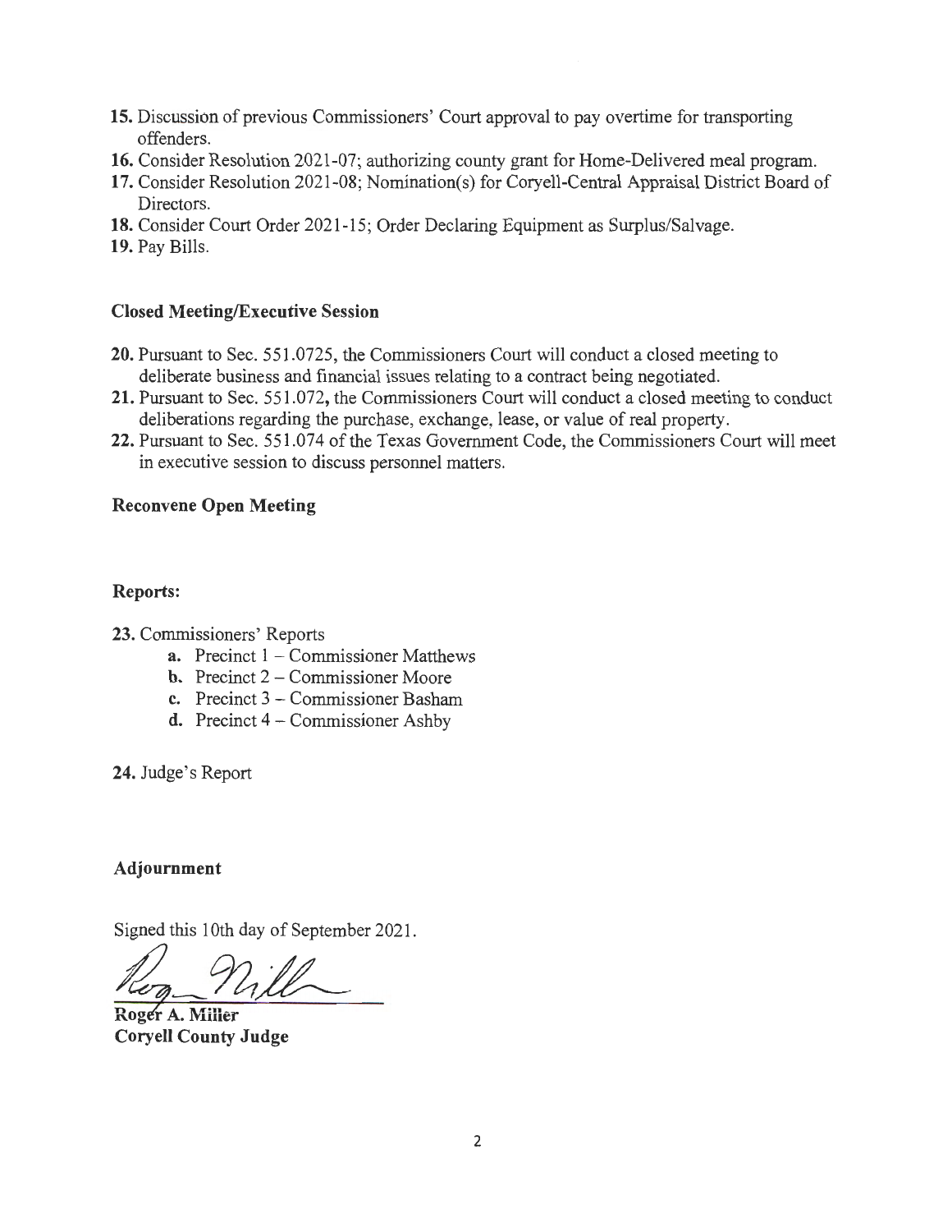15. Discussion of previous Commissioners' Court approval to pay overtime for transporting offenders.
16. Consider Resolution 2021-07; authorizing county grant for Home-Delivered meal program.
17. Consider Resolution 2021-08; Nomination(s) for Coryell-Central Appraisal District Board of Directors.
18. Consider Court Order 2021-15; Order Declaring Equipment as Surplus/Salvage.
19. Pay Bills.

**Closed Meeting/Executive Session**

20. Pursuant to Sec. 551.0725, the Commissioners Court will conduct a closed meeting to deliberate business and financial issues relating to a contract being negotiated.
21. Pursuant to Sec. 551.072, the Commissioners Court will conduct a closed meeting to conduct deliberations regarding the purchase, exchange, lease, or value of real property.
22. Pursuant to Sec. 551.074 of the Texas Government Code, the Commissioners Court will meet in executive session to discuss personnel matters.

**Reconvene Open Meeting**

**Reports:**

23. Commissioners' Reports
    - **a.** Precinct 1 – Commissioner Matthews
    - **b.** Precinct 2 – Commissioner Moore
    - **c.** Precinct 3 – Commissioner Basham
    - **d.** Precinct 4 – Commissioner Ashby

24. Judge's Report

**Adjournment**

Signed this 10th day of September 2021.

**Roger A. Miller**
**Coryell County Judge**